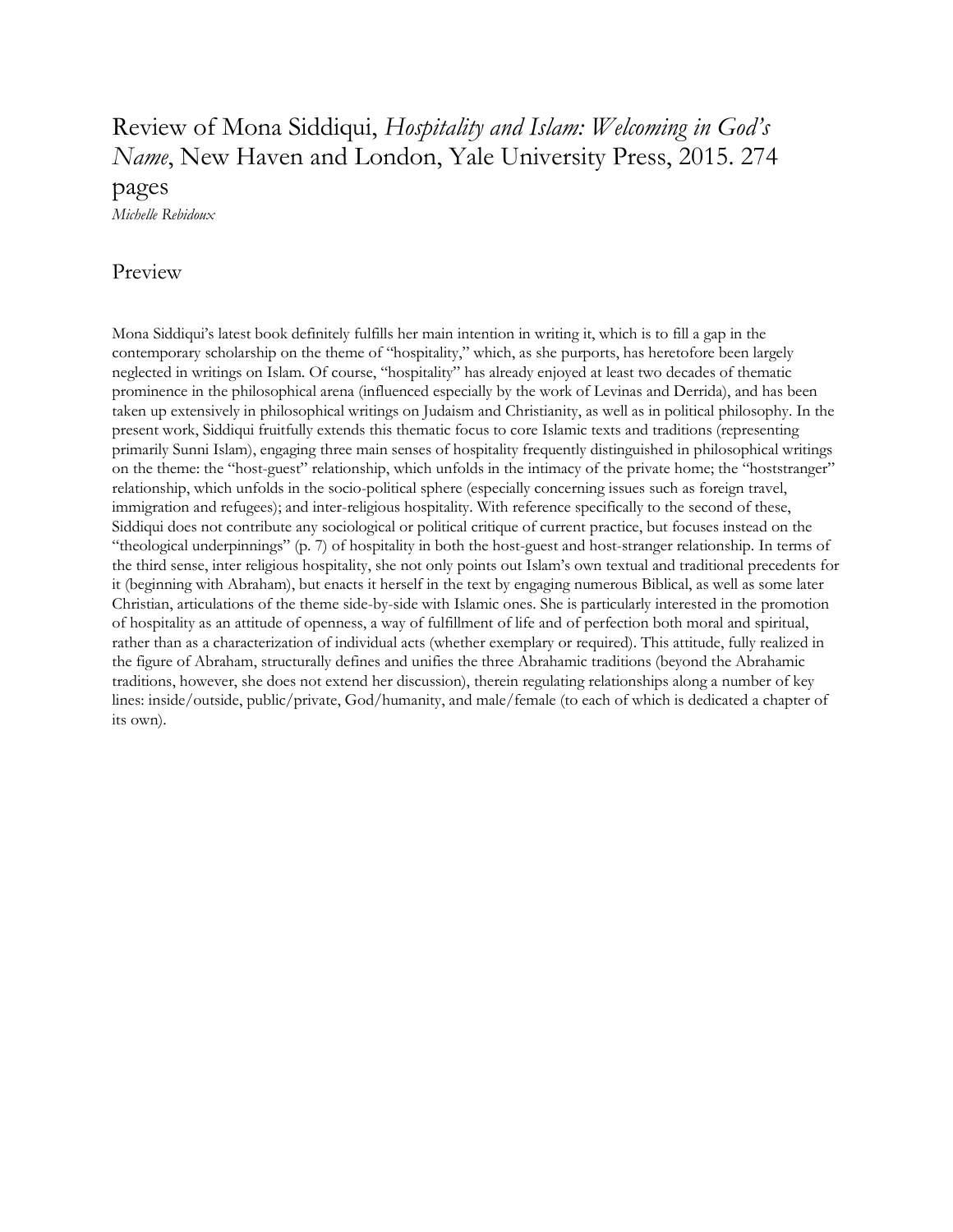# Review of Mona Siddiqui, *Hospitality and Islam: Welcoming in God's Name*, New Haven and London, Yale University Press, 2015. 274 pages

*Michelle Rebidoux*

## Preview

Mona Siddiqui's latest book definitely fulfills her main intention in writing it, which is to fill a gap in the contemporary scholarship on the theme of "hospitality," which, as she purports, has heretofore been largely neglected in writings on Islam. Of course, "hospitality" has already enjoyed at least two decades of thematic prominence in the philosophical arena (influenced especially by the work of Levinas and Derrida), and has been taken up extensively in philosophical writings on Judaism and Christianity, as well as in political philosophy. In the present work, Siddiqui fruitfully extends this thematic focus to core Islamic texts and traditions (representing primarily Sunni Islam), engaging three main senses of hospitality frequently distinguished in philosophical writings on the theme: the "host-guest" relationship, which unfolds in the intimacy of the private home; the "hoststranger" relationship, which unfolds in the socio-political sphere (especially concerning issues such as foreign travel, immigration and refugees); and inter-religious hospitality. With reference specifically to the second of these, Siddiqui does not contribute any sociological or political critique of current practice, but focuses instead on the "theological underpinnings" (p. 7) of hospitality in both the host-guest and host-stranger relationship. In terms of the third sense, inter religious hospitality, she not only points out Islam's own textual and traditional precedents for it (beginning with Abraham), but enacts it herself in the text by engaging numerous Biblical, as well as some later Christian, articulations of the theme side-by-side with Islamic ones. She is particularly interested in the promotion of hospitality as an attitude of openness, a way of fulfillment of life and of perfection both moral and spiritual, rather than as a characterization of individual acts (whether exemplary or required). This attitude, fully realized in the figure of Abraham, structurally defines and unifies the three Abrahamic traditions (beyond the Abrahamic traditions, however, she does not extend her discussion), therein regulating relationships along a number of key lines: inside/outside, public/private, God/humanity, and male/female (to each of which is dedicated a chapter of its own).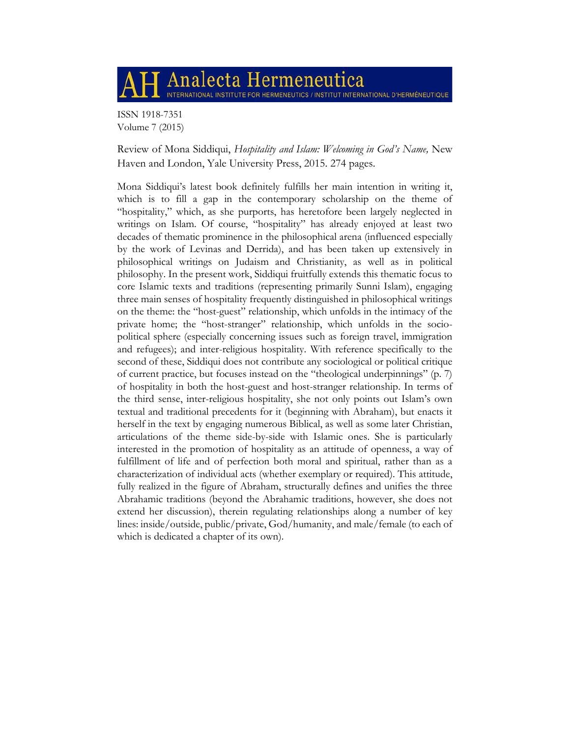ISSN 1918-7351
Volume 7 (2015)

Review of Mona Siddiqui, *Hospitality and Islam: Welcoming in God's Name,* New Haven and London, Yale University Press, 2015. 274 pages.

Mona Siddiqui's latest book definitely fulfills her main intention in writing it, which is to fill a gap in the contemporary scholarship on the theme of "hospitality," which, as she purports, has heretofore been largely neglected in writings on Islam. Of course, "hospitality" has already enjoyed at least two decades of thematic prominence in the philosophical arena (influenced especially by the work of Levinas and Derrida), and has been taken up extensively in philosophical writings on Judaism and Christianity, as well as in political philosophy. In the present work, Siddiqui fruitfully extends this thematic focus to core Islamic texts and traditions (representing primarily Sunni Islam), engaging three main senses of hospitality frequently distinguished in philosophical writings on the theme: the "host-guest" relationship, which unfolds in the intimacy of the private home; the "host-stranger" relationship, which unfolds in the socio-political sphere (especially concerning issues such as foreign travel, immigration and refugees); and inter-religious hospitality. With reference specifically to the second of these, Siddiqui does not contribute any sociological or political critique of current practice, but focuses instead on the "theological underpinnings" (p. 7) of hospitality in both the host-guest and host-stranger relationship. In terms of the third sense, inter-religious hospitality, she not only points out Islam's own textual and traditional precedents for it (beginning with Abraham), but enacts it herself in the text by engaging numerous Biblical, as well as some later Christian, articulations of the theme side-by-side with Islamic ones. She is particularly interested in the promotion of hospitality as an attitude of openness, a way of fulfillment of life and of perfection both moral and spiritual, rather than as a characterization of individual acts (whether exemplary or required). This attitude, fully realized in the figure of Abraham, structurally defines and unifies the three Abrahamic traditions (beyond the Abrahamic traditions, however, she does not extend her discussion), therein regulating relationships along a number of key lines: inside/outside, public/private, God/humanity, and male/female (to each of which is dedicated a chapter of its own).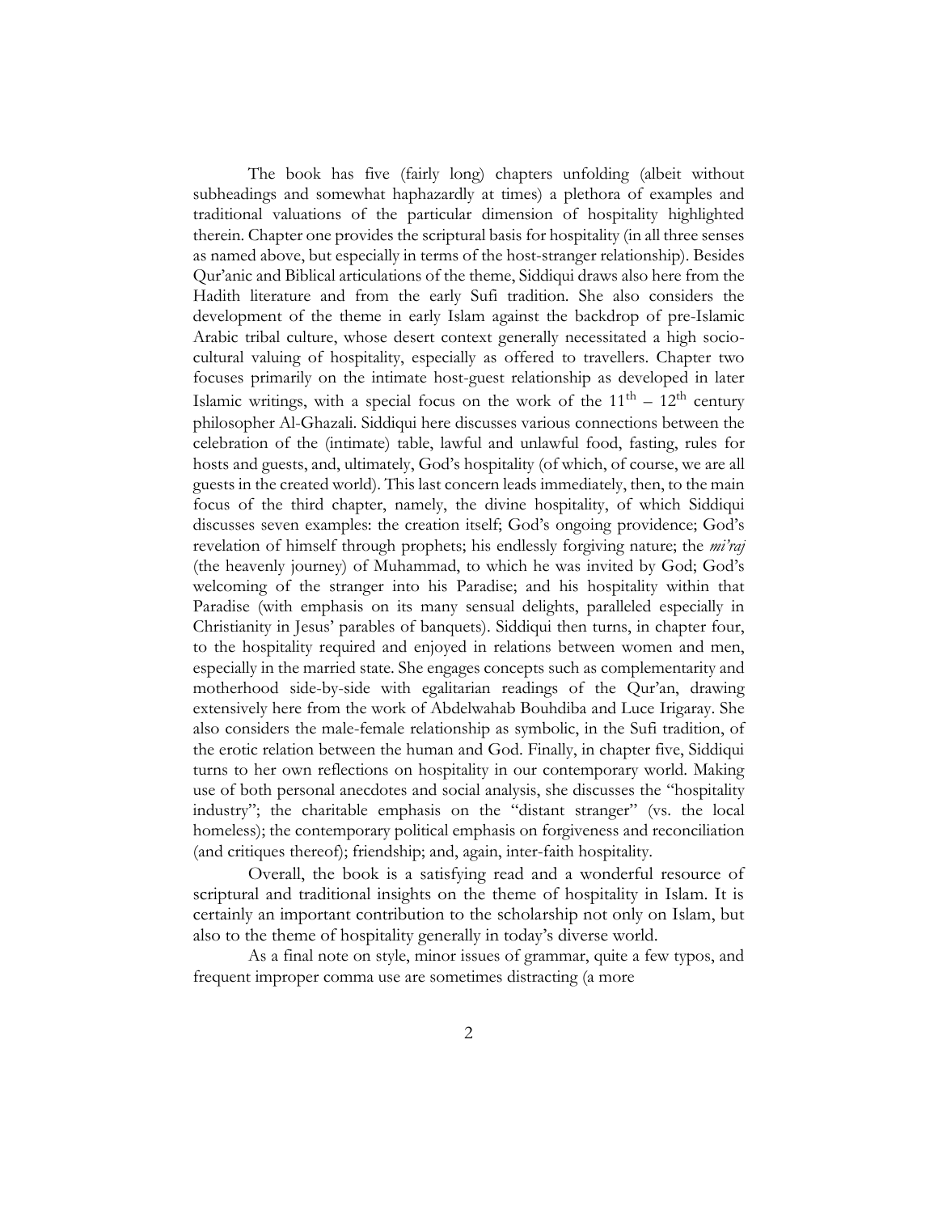The book has five (fairly long) chapters unfolding (albeit without subheadings and somewhat haphazardly at times) a plethora of examples and traditional valuations of the particular dimension of hospitality highlighted therein. Chapter one provides the scriptural basis for hospitality (in all three senses as named above, but especially in terms of the host-stranger relationship). Besides Qur'anic and Biblical articulations of the theme, Siddiqui draws also here from the Hadith literature and from the early Sufi tradition. She also considers the development of the theme in early Islam against the backdrop of pre-Islamic Arabic tribal culture, whose desert context generally necessitated a high socio-cultural valuing of hospitality, especially as offered to travellers. Chapter two focuses primarily on the intimate host-guest relationship as developed in later Islamic writings, with a special focus on the work of the $11^{\text{th}} - 12^{\text{th}}$ century philosopher Al-Ghazali. Siddiqui here discusses various connections between the celebration of the (intimate) table, lawful and unlawful food, fasting, rules for hosts and guests, and, ultimately, God's hospitality (of which, of course, we are all guests in the created world). This last concern leads immediately, then, to the main focus of the third chapter, namely, the divine hospitality, of which Siddiqui discusses seven examples: the creation itself; God's ongoing providence; God's revelation of himself through prophets; his endlessly forgiving nature; the *mi'raj* (the heavenly journey) of Muhammad, to which he was invited by God; God's welcoming of the stranger into his Paradise; and his hospitality within that Paradise (with emphasis on its many sensual delights, paralleled especially in Christianity in Jesus' parables of banquets). Siddiqui then turns, in chapter four, to the hospitality required and enjoyed in relations between women and men, especially in the married state. She engages concepts such as complementarity and motherhood side-by-side with egalitarian readings of the Qur'an, drawing extensively here from the work of Abdelwahab Bouhdiba and Luce Irigaray. She also considers the male-female relationship as symbolic, in the Sufi tradition, of the erotic relation between the human and God. Finally, in chapter five, Siddiqui turns to her own reflections on hospitality in our contemporary world. Making use of both personal anecdotes and social analysis, she discusses the "hospitality industry"; the charitable emphasis on the "distant stranger" (vs. the local homeless); the contemporary political emphasis on forgiveness and reconciliation (and critiques thereof); friendship; and, again, inter-faith hospitality.

Overall, the book is a satisfying read and a wonderful resource of scriptural and traditional insights on the theme of hospitality in Islam. It is certainly an important contribution to the scholarship not only on Islam, but also to the theme of hospitality generally in today's diverse world.

As a final note on style, minor issues of grammar, quite a few typos, and frequent improper comma use are sometimes distracting (a more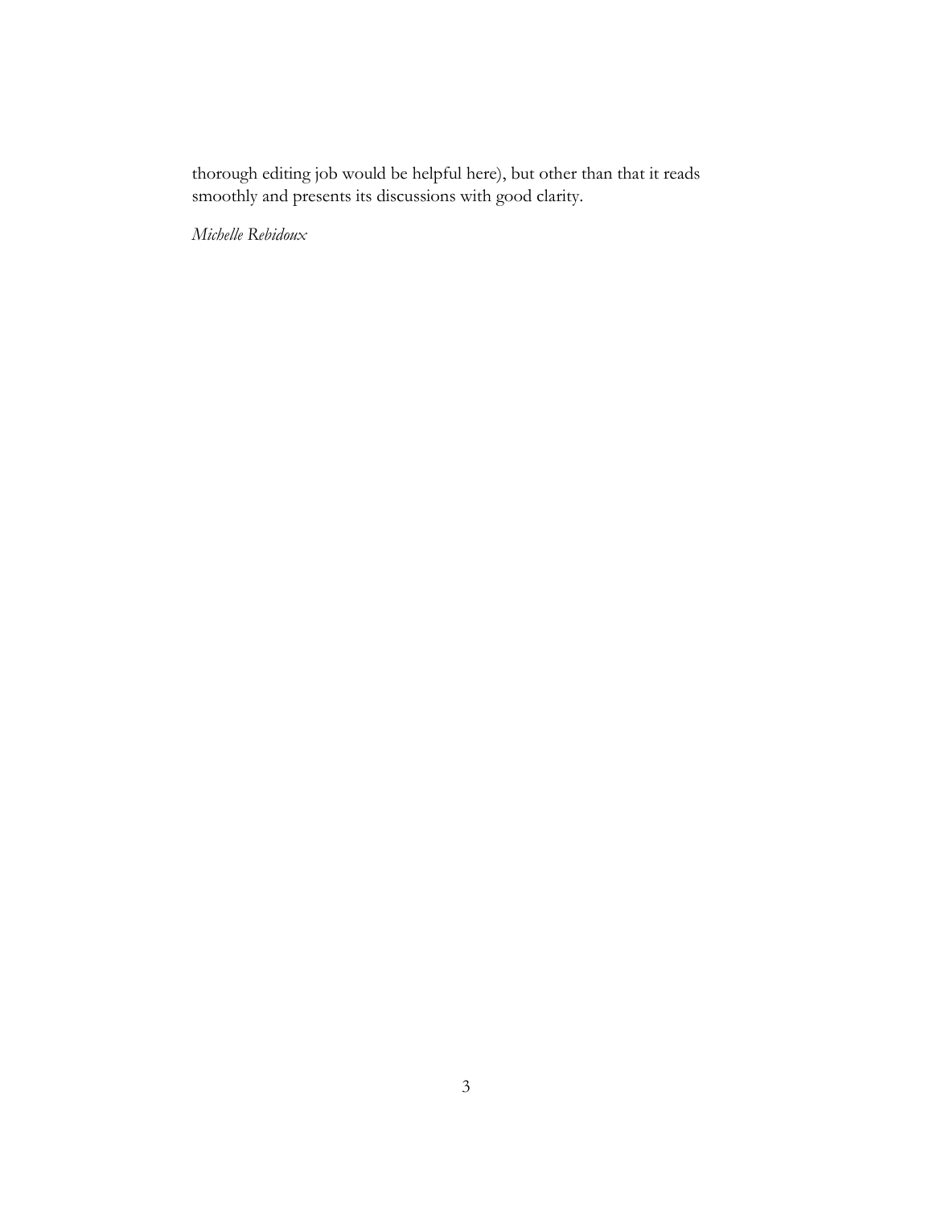thorough editing job would be helpful here), but other than that it reads smoothly and presents its discussions with good clarity.

*Michelle Rebidoux*